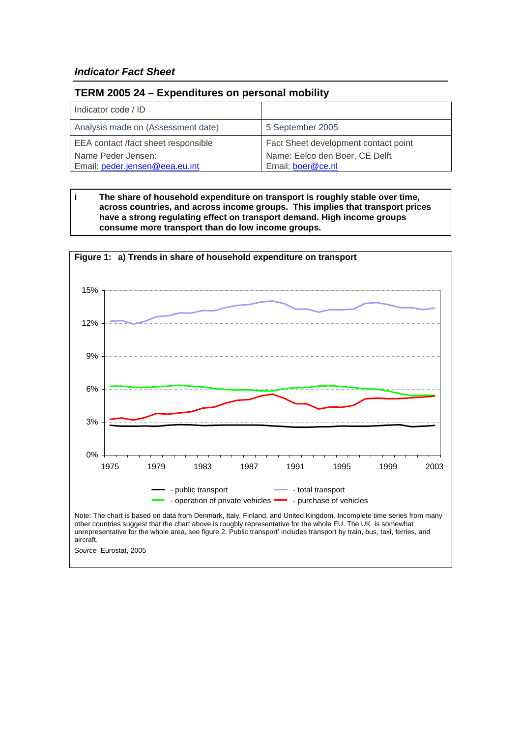*Indicator Fact Sheet*

## TERM 2005 24 – Expenditures on personal mobility

| Indicator code / ID | |
|---|---|
| Analysis made on (Assessment date) | 5 September 2005 |
| EEA contact /fact sheet responsible<br>Name Peder Jensen:<br>Email: peder.jensen@eea.eu.int | Fact Sheet development contact point<br>Name: Eelco den Boer, CE Delft<br>Email: boer@ce.nl |

**i** **The share of household expenditure on transport is roughly stable over time, across countries, and across income groups. This implies that transport prices have a strong regulating effect on transport demand. High income groups consume more transport than do low income groups.**

**Figure 1: a) Trends in share of household expenditure on transport**

Note: The chart is based on data from Denmark, Italy, Finland, and United Kingdom. Incomplete time series from many other countries suggest that the chart above is roughly representative for the whole EU. The UK is somewhat unrepresentative for the whole area, see figure 2. Public transport' includes transport by train, bus, taxi, ferries, and aircraft.

*Source* Eurostat, 2005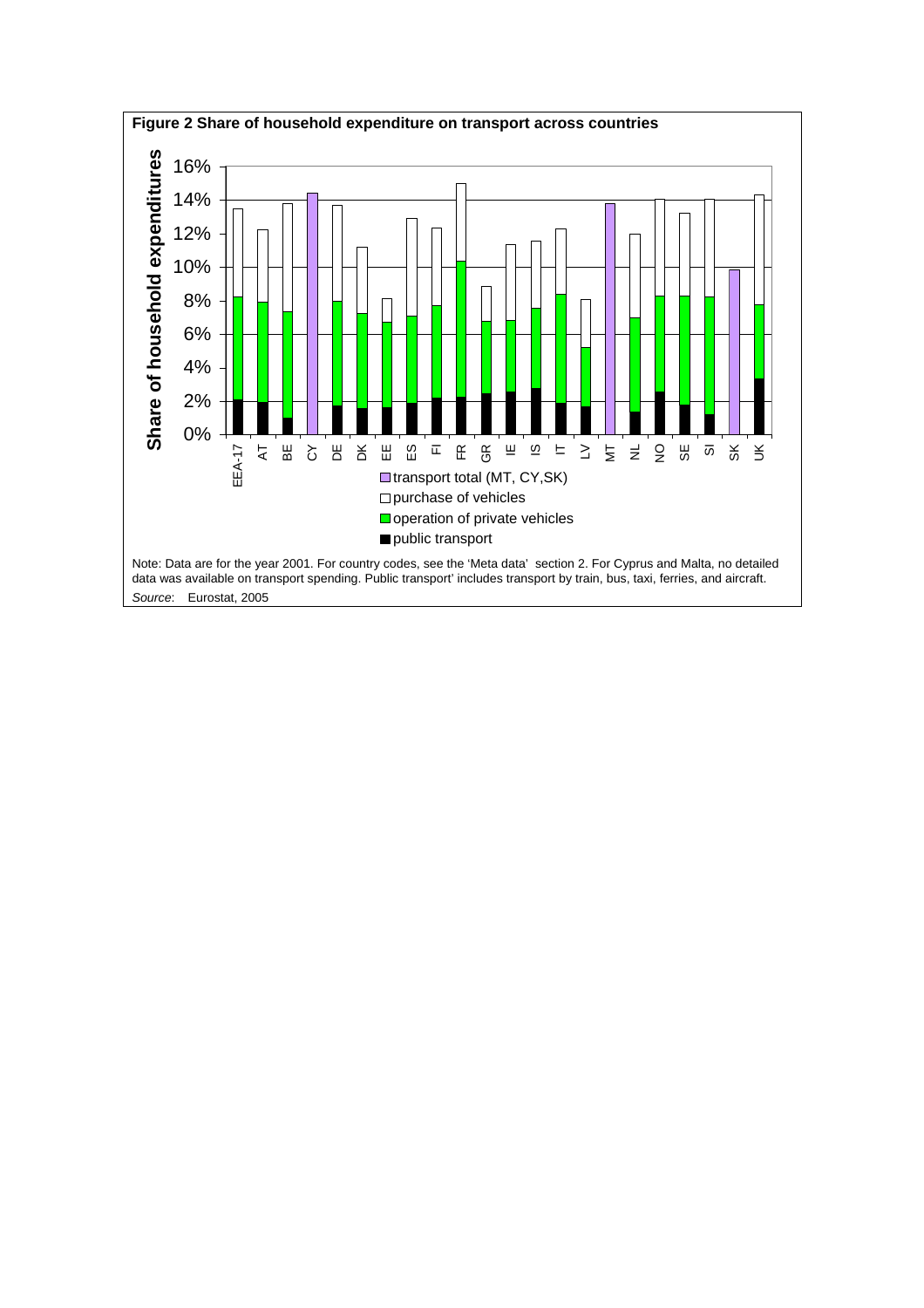**Figure 2 Share of household expenditure on transport across countries**

Note: Data are for the year 2001. For country codes, see the 'Meta data' section 2. For Cyprus and Malta, no detailed data was available on transport spending. Public transport' includes transport by train, bus, taxi, ferries, and aircraft.

*Source*: Eurostat, 2005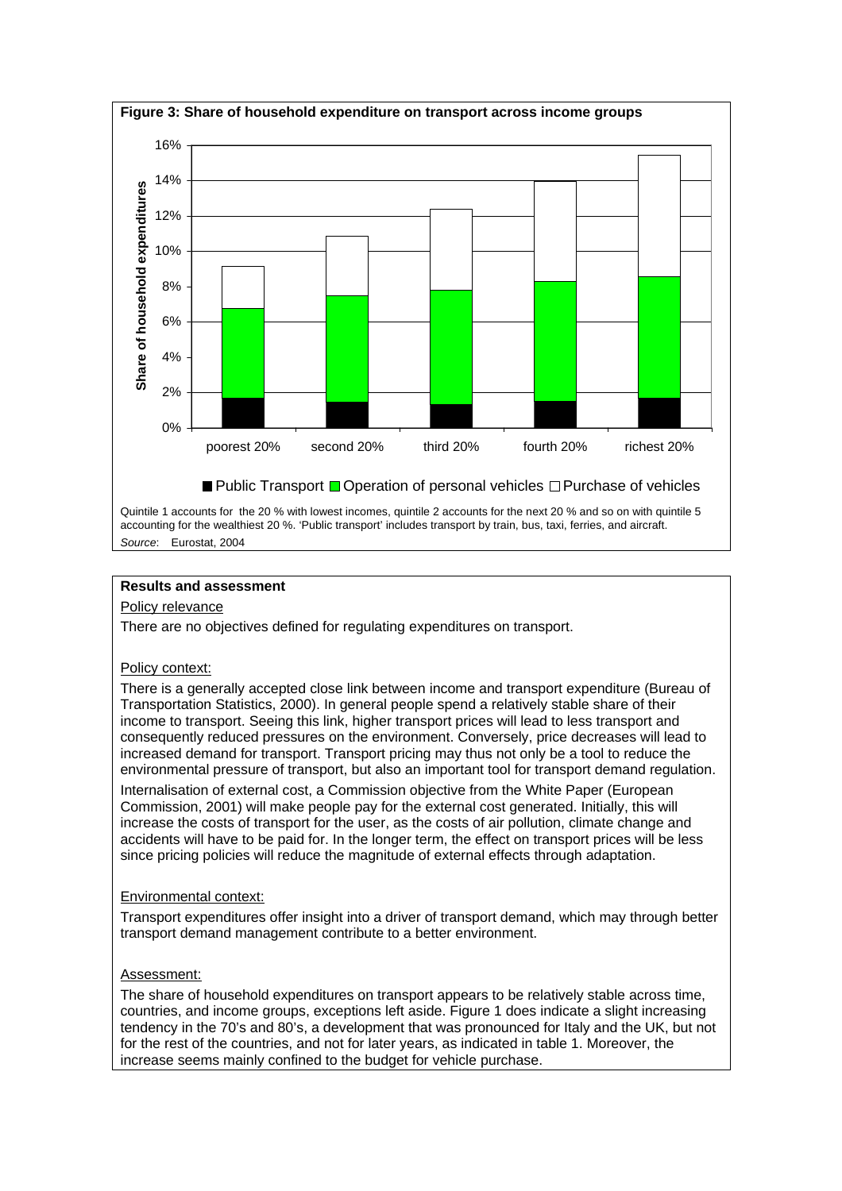**Figure 3: Share of household expenditure on transport across income groups**

Quintile 1 accounts for the 20 % with lowest incomes, quintile 2 accounts for the next 20 % and so on with quintile 5 accounting for the wealthiest 20 %. 'Public transport' includes transport by train, bus, taxi, ferries, and aircraft.

*Source*: Eurostat, 2004

**Results and assessment**

Policy relevance

There are no objectives defined for regulating expenditures on transport.

Policy context:

There is a generally accepted close link between income and transport expenditure (Bureau of Transportation Statistics, 2000). In general people spend a relatively stable share of their income to transport. Seeing this link, higher transport prices will lead to less transport and consequently reduced pressures on the environment. Conversely, price decreases will lead to increased demand for transport. Transport pricing may thus not only be a tool to reduce the environmental pressure of transport, but also an important tool for transport demand regulation.

Internalisation of external cost, a Commission objective from the White Paper (European Commission, 2001) will make people pay for the external cost generated. Initially, this will increase the costs of transport for the user, as the costs of air pollution, climate change and accidents will have to be paid for. In the longer term, the effect on transport prices will be less since pricing policies will reduce the magnitude of external effects through adaptation.

Environmental context:

Transport expenditures offer insight into a driver of transport demand, which may through better transport demand management contribute to a better environment.

Assessment:

The share of household expenditures on transport appears to be relatively stable across time, countries, and income groups, exceptions left aside. Figure 1 does indicate a slight increasing tendency in the 70's and 80's, a development that was pronounced for Italy and the UK, but not for the rest of the countries, and not for later years, as indicated in table 1. Moreover, the increase seems mainly confined to the budget for vehicle purchase.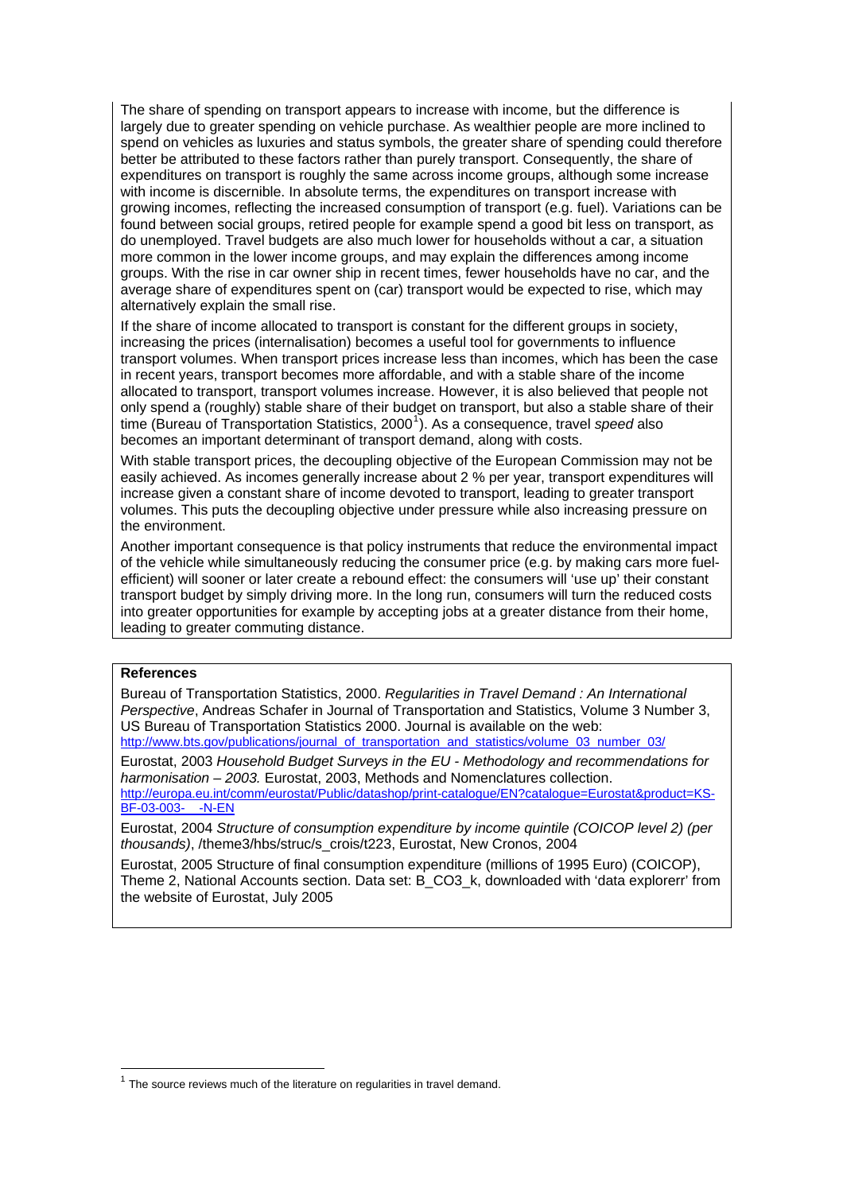The share of spending on transport appears to increase with income, but the difference is largely due to greater spending on vehicle purchase. As wealthier people are more inclined to spend on vehicles as luxuries and status symbols, the greater share of spending could therefore better be attributed to these factors rather than purely transport. Consequently, the share of expenditures on transport is roughly the same across income groups, although some increase with income is discernible. In absolute terms, the expenditures on transport increase with growing incomes, reflecting the increased consumption of transport (e.g. fuel). Variations can be found between social groups, retired people for example spend a good bit less on transport, as do unemployed. Travel budgets are also much lower for households without a car, a situation more common in the lower income groups, and may explain the differences among income groups. With the rise in car owner ship in recent times, fewer households have no car, and the average share of expenditures spent on (car) transport would be expected to rise, which may alternatively explain the small rise.

If the share of income allocated to transport is constant for the different groups in society, increasing the prices (internalisation) becomes a useful tool for governments to influence transport volumes. When transport prices increase less than incomes, which has been the case in recent years, transport becomes more affordable, and with a stable share of the income allocated to transport, transport volumes increase. However, it is also believed that people not only spend a (roughly) stable share of their budget on transport, but also a stable share of their time (Bureau of Transportation Statistics, 2000[1]). As a consequence, travel *speed* also becomes an important determinant of transport demand, along with costs.

With stable transport prices, the decoupling objective of the European Commission may not be easily achieved. As incomes generally increase about 2 % per year, transport expenditures will increase given a constant share of income devoted to transport, leading to greater transport volumes. This puts the decoupling objective under pressure while also increasing pressure on the environment.

Another important consequence is that policy instruments that reduce the environmental impact of the vehicle while simultaneously reducing the consumer price (e.g. by making cars more fuel-efficient) will sooner or later create a rebound effect: the consumers will 'use up' their constant transport budget by simply driving more. In the long run, consumers will turn the reduced costs into greater opportunities for example by accepting jobs at a greater distance from their home, leading to greater commuting distance.

**References**

Bureau of Transportation Statistics, 2000. *Regularities in Travel Demand : An International Perspective*, Andreas Schafer in Journal of Transportation and Statistics, Volume 3 Number 3, US Bureau of Transportation Statistics 2000. Journal is available on the web: http://www.bts.gov/publications/journal_of_transportation_and_statistics/volume_03_number_03/

Eurostat, 2003 *Household Budget Surveys in the EU - Methodology and recommendations for harmonisation – 2003.* Eurostat, 2003, Methods and Nomenclatures collection. http://europa.eu.int/comm/eurostat/Public/datashop/print-catalogue/EN?catalogue=Eurostat&product=KS-BF-03-003-    -N-EN

Eurostat, 2004 *Structure of consumption expenditure by income quintile (COICOP level 2) (per thousands)*, /theme3/hbs/struc/s_crois/t223, Eurostat, New Cronos, 2004

Eurostat, 2005 Structure of final consumption expenditure (millions of 1995 Euro) (COICOP), Theme 2, National Accounts section. Data set: B_CO3_k, downloaded with 'data explorerr' from the website of Eurostat, July 2005

[1] The source reviews much of the literature on regularities in travel demand.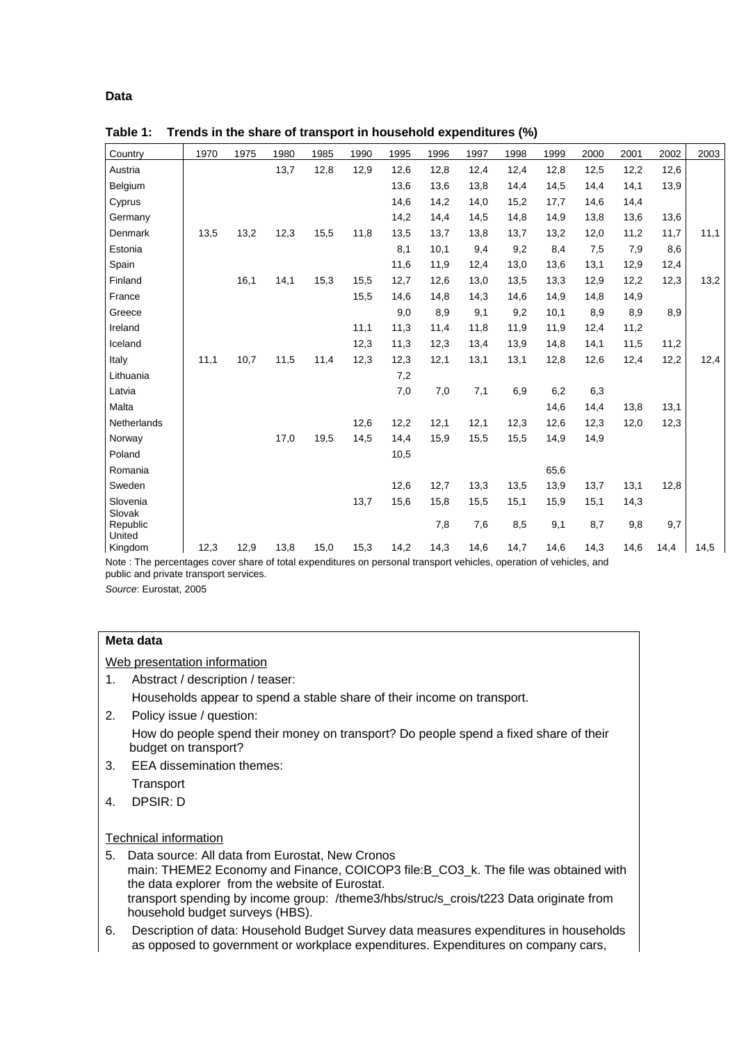**Data**

**Table 1: Trends in the share of transport in household expenditures (%)**

| Country | 1970 | 1975 | 1980 | 1985 | 1990 | 1995 | 1996 | 1997 | 1998 | 1999 | 2000 | 2001 | 2002 | 2003 |
|---|---|---|---|---|---|---|---|---|---|---|---|---|---|---|
| Austria | | | 13,7 | 12,8 | 12,9 | 12,6 | 12,8 | 12,4 | 12,4 | 12,8 | 12,5 | 12,2 | 12,6 | |
| Belgium | | | | | | 13,6 | 13,6 | 13,8 | 14,4 | 14,5 | 14,4 | 14,1 | 13,9 | |
| Cyprus | | | | | | 14,6 | 14,2 | 14,0 | 15,2 | 17,7 | 14,6 | 14,4 | | |
| Germany | | | | | | 14,2 | 14,4 | 14,5 | 14,8 | 14,9 | 13,8 | 13,6 | 13,6 | |
| Denmark | 13,5 | 13,2 | 12,3 | 15,5 | 11,8 | 13,5 | 13,7 | 13,8 | 13,7 | 13,2 | 12,0 | 11,2 | 11,7 | 11,1 |
| Estonia | | | | | | 8,1 | 10,1 | 9,4 | 9,2 | 8,4 | 7,5 | 7,9 | 8,6 | |
| Spain | | | | | | 11,6 | 11,9 | 12,4 | 13,0 | 13,6 | 13,1 | 12,9 | 12,4 | |
| Finland | | 16,1 | 14,1 | 15,3 | 15,5 | 12,7 | 12,6 | 13,0 | 13,5 | 13,3 | 12,9 | 12,2 | 12,3 | 13,2 |
| France | | | | | 15,5 | 14,6 | 14,8 | 14,3 | 14,6 | 14,9 | 14,8 | 14,9 | | |
| Greece | | | | | | 9,0 | 8,9 | 9,1 | 9,2 | 10,1 | 8,9 | 8,9 | 8,9 | |
| Ireland | | | | | 11,1 | 11,3 | 11,4 | 11,8 | 11,9 | 11,9 | 12,4 | 11,2 | | |
| Iceland | | | | | 12,3 | 11,3 | 12,3 | 13,4 | 13,9 | 14,8 | 14,1 | 11,5 | 11,2 | |
| Italy | 11,1 | 10,7 | 11,5 | 11,4 | 12,3 | 12,3 | 12,1 | 13,1 | 13,1 | 12,8 | 12,6 | 12,4 | 12,2 | 12,4 |
| Lithuania | | | | | | 7,2 | | | | | | | | |
| Latvia | | | | | | 7,0 | 7,0 | 7,1 | 6,9 | 6,2 | 6,3 | | | |
| Malta | | | | | | | | | | 14,6 | 14,4 | 13,8 | 13,1 | |
| Netherlands | | | | | 12,6 | 12,2 | 12,1 | 12,1 | 12,3 | 12,6 | 12,3 | 12,0 | 12,3 | |
| Norway | | | 17,0 | 19,5 | 14,5 | 14,4 | 15,9 | 15,5 | 15,5 | 14,9 | 14,9 | | | |
| Poland | | | | | | 10,5 | | | | | | | | |
| Romania | | | | | | | | | | 65,6 | | | | |
| Sweden | | | | | | 12,6 | 12,7 | 13,3 | 13,5 | 13,9 | 13,7 | 13,1 | 12,8 | |
| Slovenia | | | | | 13,7 | 15,6 | 15,8 | 15,5 | 15,1 | 15,9 | 15,1 | 14,3 | | |
| Slovak Republic | | | | | | | 7,8 | 7,6 | 8,5 | 9,1 | 8,7 | 9,8 | 9,7 | |
| United Kingdom | 12,3 | 12,9 | 13,8 | 15,0 | 15,3 | 14,2 | 14,3 | 14,6 | 14,7 | 14,6 | 14,3 | 14,6 | 14,4 | 14,5 |

Note : The percentages cover share of total expenditures on personal transport vehicles, operation of vehicles, and public and private transport services.

*Source*: Eurostat, 2005

**Meta data**

Web presentation information

1. Abstract / description / teaser:
   Households appear to spend a stable share of their income on transport.
2. Policy issue / question:
   How do people spend their money on transport? Do people spend a fixed share of their budget on transport?
3. EEA dissemination themes:
   Transport
4. DPSIR: D

Technical information

5. Data source: All data from Eurostat, New Cronos
   main: THEME2 Economy and Finance, COICOP3 file:B_CO3_k. The file was obtained with the data explorer from the website of Eurostat.
   transport spending by income group: /theme3/hbs/struc/s_crois/t223 Data originate from household budget surveys (HBS).
6. Description of data: Household Budget Survey data measures expenditures in households as opposed to government or workplace expenditures. Expenditures on company cars,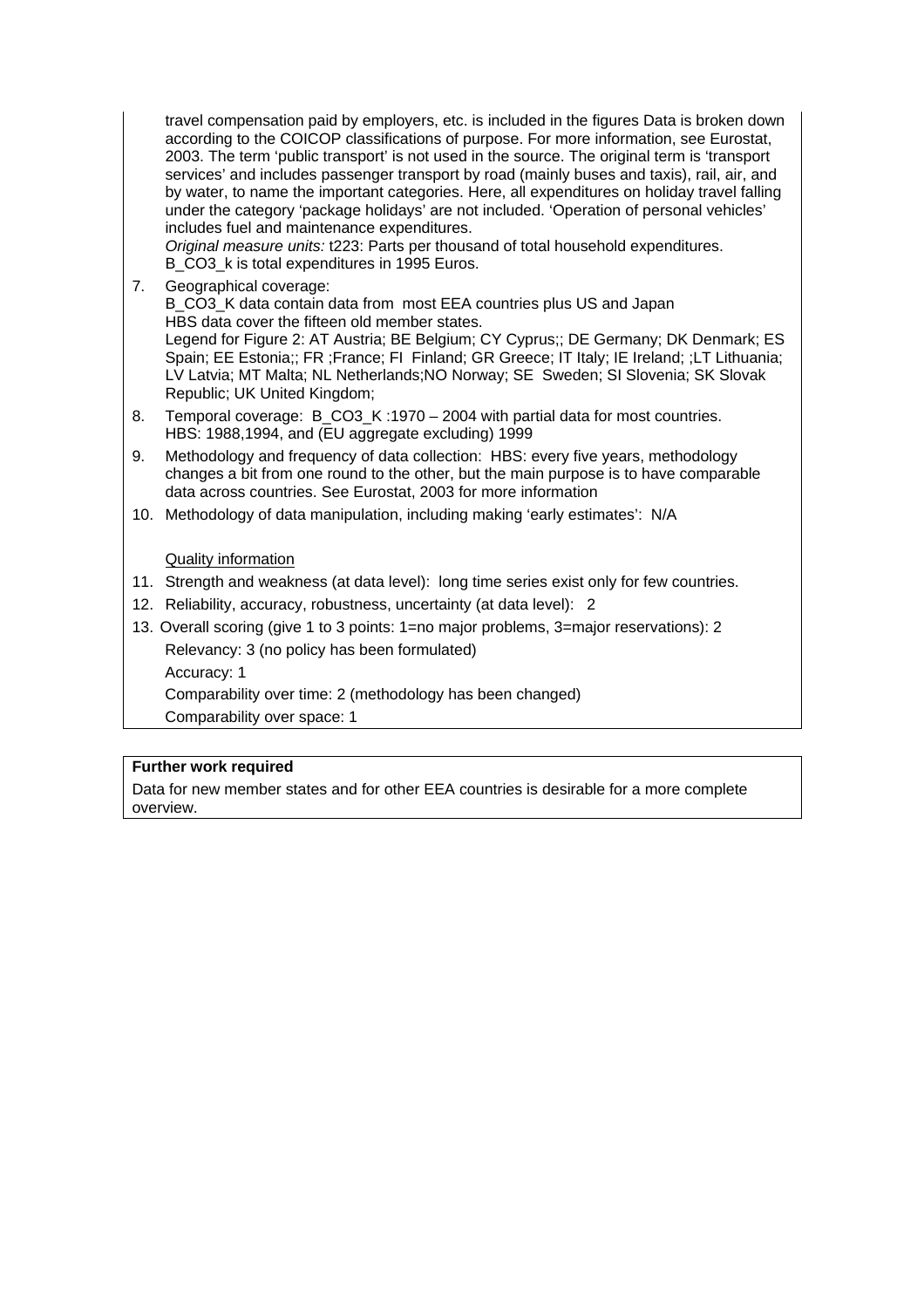travel compensation paid by employers, etc. is included in the figures Data is broken down according to the COICOP classifications of purpose. For more information, see Eurostat, 2003. The term 'public transport' is not used in the source. The original term is 'transport services' and includes passenger transport by road (mainly buses and taxis), rail, air, and by water, to name the important categories. Here, all expenditures on holiday travel falling under the category 'package holidays' are not included. 'Operation of personal vehicles' includes fuel and maintenance expenditures.
*Original measure units:* t223: Parts per thousand of total household expenditures. B_CO3_k is total expenditures in 1995 Euros.

7. Geographical coverage:
B_CO3_K data contain data from most EEA countries plus US and Japan
HBS data cover the fifteen old member states.
Legend for Figure 2: AT Austria; BE Belgium; CY Cyprus;; DE Germany; DK Denmark; ES Spain; EE Estonia;; FR ;France; FI Finland; GR Greece; IT Italy; IE Ireland; ;LT Lithuania; LV Latvia; MT Malta; NL Netherlands;NO Norway; SE Sweden; SI Slovenia; SK Slovak Republic; UK United Kingdom;
8. Temporal coverage: B_CO3_K :1970 – 2004 with partial data for most countries.
HBS: 1988,1994, and (EU aggregate excluding) 1999
9. Methodology and frequency of data collection: HBS: every five years, methodology changes a bit from one round to the other, but the main purpose is to have comparable data across countries. See Eurostat, 2003 for more information
10. Methodology of data manipulation, including making 'early estimates': N/A

Quality information

11. Strength and weakness (at data level): long time series exist only for few countries.
12. Reliability, accuracy, robustness, uncertainty (at data level): 2
13. Overall scoring (give 1 to 3 points: 1=no major problems, 3=major reservations): 2
Relevancy: 3 (no policy has been formulated)
Accuracy: 1
Comparability over time: 2 (methodology has been changed)
Comparability over space: 1

**Further work required**

Data for new member states and for other EEA countries is desirable for a more complete overview.